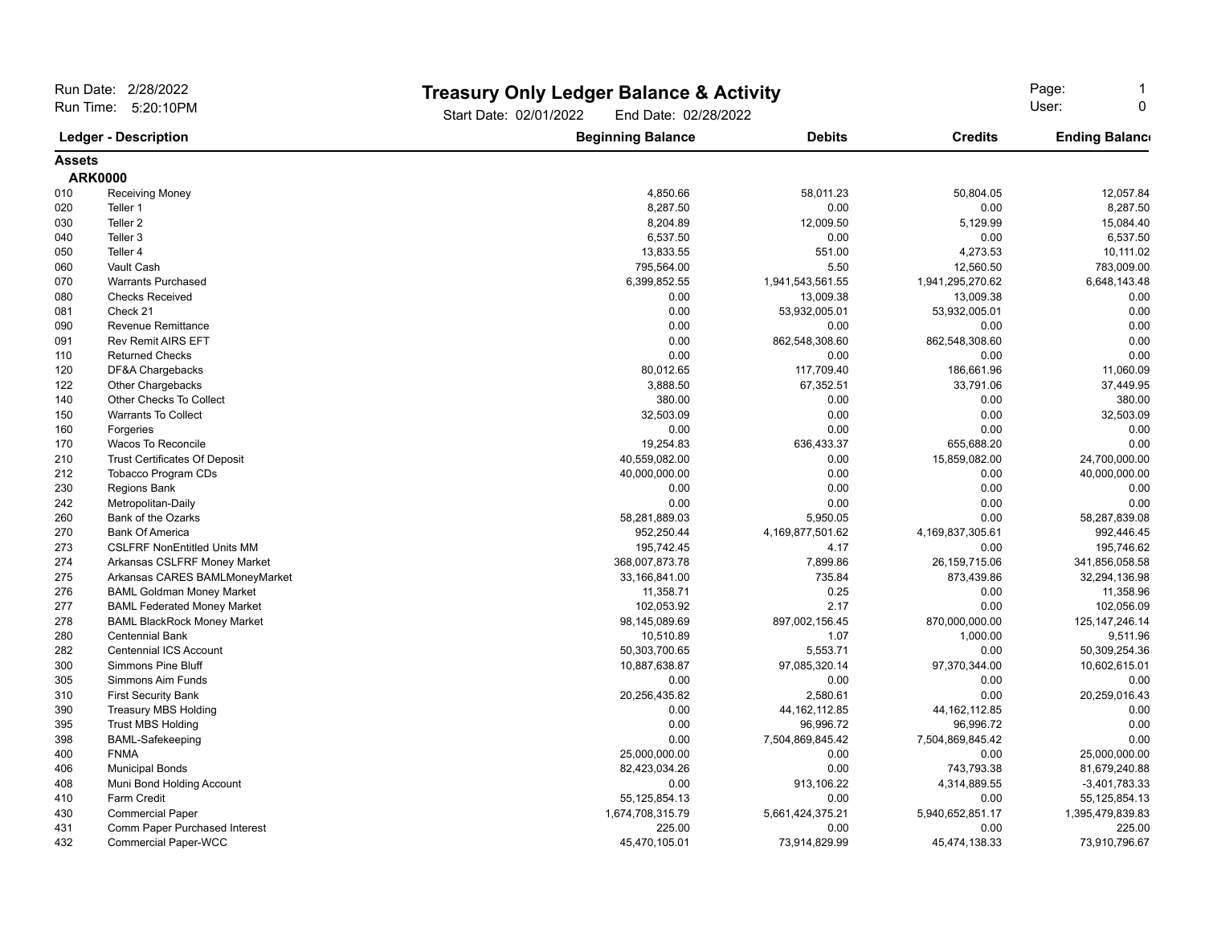Run Date: 2/28/2022
Run Time: 5:20:10PM

# Treasury Only Ledger Balance & Activity

Start Date: 02/01/2022 End Date: 02/28/2022

Page: 1
User: 0

| Ledger | Description | Beginning Balance | Debits | Credits | Ending Balance |
|---|---|---|---|---|---|
| **Assets** | | | | | |
| **ARK0000** | | | | | |
| 010 | Receiving Money | 4,850.66 | 58,011.23 | 50,804.05 | 12,057.84 |
| 020 | Teller 1 | 8,287.50 | 0.00 | 0.00 | 8,287.50 |
| 030 | Teller 2 | 8,204.89 | 12,009.50 | 5,129.99 | 15,084.40 |
| 040 | Teller 3 | 6,537.50 | 0.00 | 0.00 | 6,537.50 |
| 050 | Teller 4 | 13,833.55 | 551.00 | 4,273.53 | 10,111.02 |
| 060 | Vault Cash | 795,564.00 | 5.50 | 12,560.50 | 783,009.00 |
| 070 | Warrants Purchased | 6,399,852.55 | 1,941,543,561.55 | 1,941,295,270.62 | 6,648,143.48 |
| 080 | Checks Received | 0.00 | 13,009.38 | 13,009.38 | 0.00 |
| 081 | Check 21 | 0.00 | 53,932,005.01 | 53,932,005.01 | 0.00 |
| 090 | Revenue Remittance | 0.00 | 0.00 | 0.00 | 0.00 |
| 091 | Rev Remit AIRS EFT | 0.00 | 862,548,308.60 | 862,548,308.60 | 0.00 |
| 110 | Returned Checks | 0.00 | 0.00 | 0.00 | 0.00 |
| 120 | DF&A Chargebacks | 80,012.65 | 117,709.40 | 186,661.96 | 11,060.09 |
| 122 | Other Chargebacks | 3,888.50 | 67,352.51 | 33,791.06 | 37,449.95 |
| 140 | Other Checks To Collect | 380.00 | 0.00 | 0.00 | 380.00 |
| 150 | Warrants To Collect | 32,503.09 | 0.00 | 0.00 | 32,503.09 |
| 160 | Forgeries | 0.00 | 0.00 | 0.00 | 0.00 |
| 170 | Wacos To Reconcile | 19,254.83 | 636,433.37 | 655,688.20 | 0.00 |
| 210 | Trust Certificates Of Deposit | 40,559,082.00 | 0.00 | 15,859,082.00 | 24,700,000.00 |
| 212 | Tobacco Program CDs | 40,000,000.00 | 0.00 | 0.00 | 40,000,000.00 |
| 230 | Regions Bank | 0.00 | 0.00 | 0.00 | 0.00 |
| 242 | Metropolitan-Daily | 0.00 | 0.00 | 0.00 | 0.00 |
| 260 | Bank of the Ozarks | 58,281,889.03 | 5,950.05 | 0.00 | 58,287,839.08 |
| 270 | Bank Of America | 952,250.44 | 4,169,877,501.62 | 4,169,837,305.61 | 992,446.45 |
| 273 | CSLFRF NonEntitled Units MM | 195,742.45 | 4.17 | 0.00 | 195,746.62 |
| 274 | Arkansas CSLFRF Money Market | 368,007,873.78 | 7,899.86 | 26,159,715.06 | 341,856,058.58 |
| 275 | Arkansas CARES BAMLMoneyMarket | 33,166,841.00 | 735.84 | 873,439.86 | 32,294,136.98 |
| 276 | BAML Goldman Money Market | 11,358.71 | 0.25 | 0.00 | 11,358.96 |
| 277 | BAML Federated Money Market | 102,053.92 | 2.17 | 0.00 | 102,056.09 |
| 278 | BAML BlackRock Money Market | 98,145,089.69 | 897,002,156.45 | 870,000,000.00 | 125,147,246.14 |
| 280 | Centennial Bank | 10,510.89 | 1.07 | 1,000.00 | 9,511.96 |
| 282 | Centennial ICS Account | 50,303,700.65 | 5,553.71 | 0.00 | 50,309,254.36 |
| 300 | Simmons Pine Bluff | 10,887,638.87 | 97,085,320.14 | 97,370,344.00 | 10,602,615.01 |
| 305 | Simmons Aim Funds | 0.00 | 0.00 | 0.00 | 0.00 |
| 310 | First Security Bank | 20,256,435.82 | 2,580.61 | 0.00 | 20,259,016.43 |
| 390 | Treasury MBS Holding | 0.00 | 44,162,112.85 | 44,162,112.85 | 0.00 |
| 395 | Trust MBS Holding | 0.00 | 96,996.72 | 96,996.72 | 0.00 |
| 398 | BAML-Safekeeping | 0.00 | 7,504,869,845.42 | 7,504,869,845.42 | 0.00 |
| 400 | FNMA | 25,000,000.00 | 0.00 | 0.00 | 25,000,000.00 |
| 406 | Municipal Bonds | 82,423,034.26 | 0.00 | 743,793.38 | 81,679,240.88 |
| 408 | Muni Bond Holding Account | 0.00 | 913,106.22 | 4,314,889.55 | -3,401,783.33 |
| 410 | Farm Credit | 55,125,854.13 | 0.00 | 0.00 | 55,125,854.13 |
| 430 | Commercial Paper | 1,674,708,315.79 | 5,661,424,375.21 | 5,940,652,851.17 | 1,395,479,839.83 |
| 431 | Comm Paper Purchased Interest | 225.00 | 0.00 | 0.00 | 225.00 |
| 432 | Commercial Paper-WCC | 45,470,105.01 | 73,914,829.99 | 45,474,138.33 | 73,910,796.67 |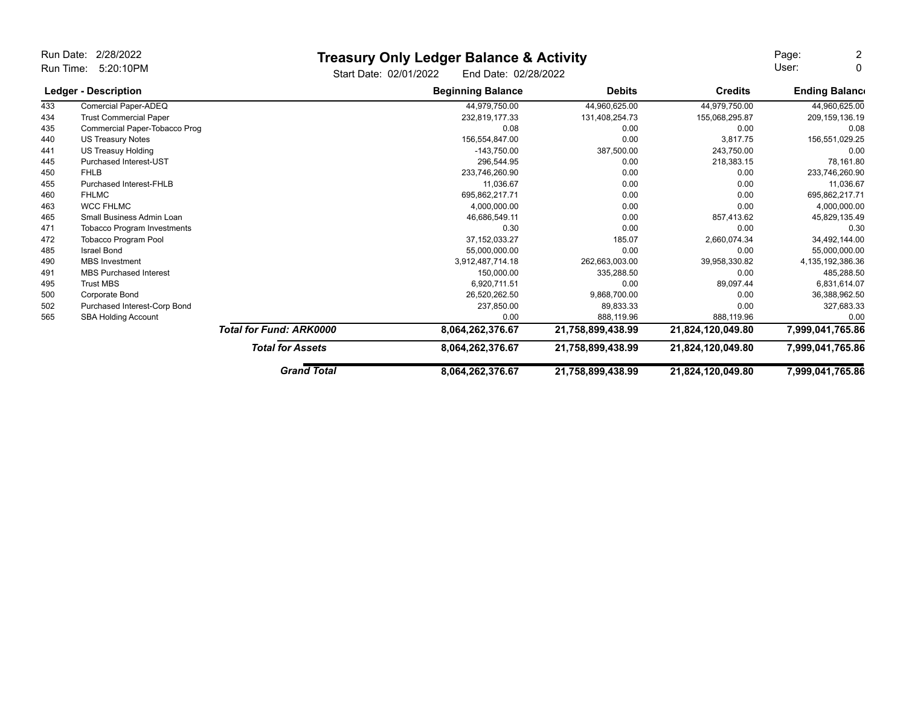Run Date: 2/28/2022
Run Time: 5:20:10PM

# Treasury Only Ledger Balance & Activity

Start Date: 02/01/2022 End Date: 02/28/2022

User: 0

| Ledger | Description | Beginning Balance | Debits | Credits | Ending Balance |
|---|---|---|---|---|---|
| 433 | Comercial Paper-ADEQ | 44,979,750.00 | 44,960,625.00 | 44,979,750.00 | 44,960,625.00 |
| 434 | Trust Commercial Paper | 232,819,177.33 | 131,408,254.73 | 155,068,295.87 | 209,159,136.19 |
| 435 | Commercial Paper-Tobacco Prog | 0.08 | 0.00 | 0.00 | 0.08 |
| 440 | US Treasury Notes | 156,554,847.00 | 0.00 | 3,817.75 | 156,551,029.25 |
| 441 | US Treasuy Holding | -143,750.00 | 387,500.00 | 243,750.00 | 0.00 |
| 445 | Purchased Interest-UST | 296,544.95 | 0.00 | 218,383.15 | 78,161.80 |
| 450 | FHLB | 233,746,260.90 | 0.00 | 0.00 | 233,746,260.90 |
| 455 | Purchased Interest-FHLB | 11,036.67 | 0.00 | 0.00 | 11,036.67 |
| 460 | FHLMC | 695,862,217.71 | 0.00 | 0.00 | 695,862,217.71 |
| 463 | WCC FHLMC | 4,000,000.00 | 0.00 | 0.00 | 4,000,000.00 |
| 465 | Small Business Admin Loan | 46,686,549.11 | 0.00 | 857,413.62 | 45,829,135.49 |
| 471 | Tobacco Program Investments | 0.30 | 0.00 | 0.00 | 0.30 |
| 472 | Tobacco Program Pool | 37,152,033.27 | 185.07 | 2,660,074.34 | 34,492,144.00 |
| 485 | Israel Bond | 55,000,000.00 | 0.00 | 0.00 | 55,000,000.00 |
| 490 | MBS Investment | 3,912,487,714.18 | 262,663,003.00 | 39,958,330.82 | 4,135,192,386.36 |
| 491 | MBS Purchased Interest | 150,000.00 | 335,288.50 | 0.00 | 485,288.50 |
| 495 | Trust MBS | 6,920,711.51 | 0.00 | 89,097.44 | 6,831,614.07 |
| 500 | Corporate Bond | 26,520,262.50 | 9,868,700.00 | 0.00 | 36,388,962.50 |
| 502 | Purchased Interest-Corp Bond | 237,850.00 | 89,833.33 | 0.00 | 327,683.33 |
| 565 | SBA Holding Account | 0.00 | 888,119.96 | 888,119.96 | 0.00 |
| | ***Total for Fund: ARK0000*** | **8,064,262,376.67** | **21,758,899,438.99** | **21,824,120,049.80** | **7,999,041,765.86** |
| | ***Total for Assets*** | **8,064,262,376.67** | **21,758,899,438.99** | **21,824,120,049.80** | **7,999,041,765.86** |
| | ***Grand Total*** | **8,064,262,376.67** | **21,758,899,438.99** | **21,824,120,049.80** | **7,999,041,765.86** |